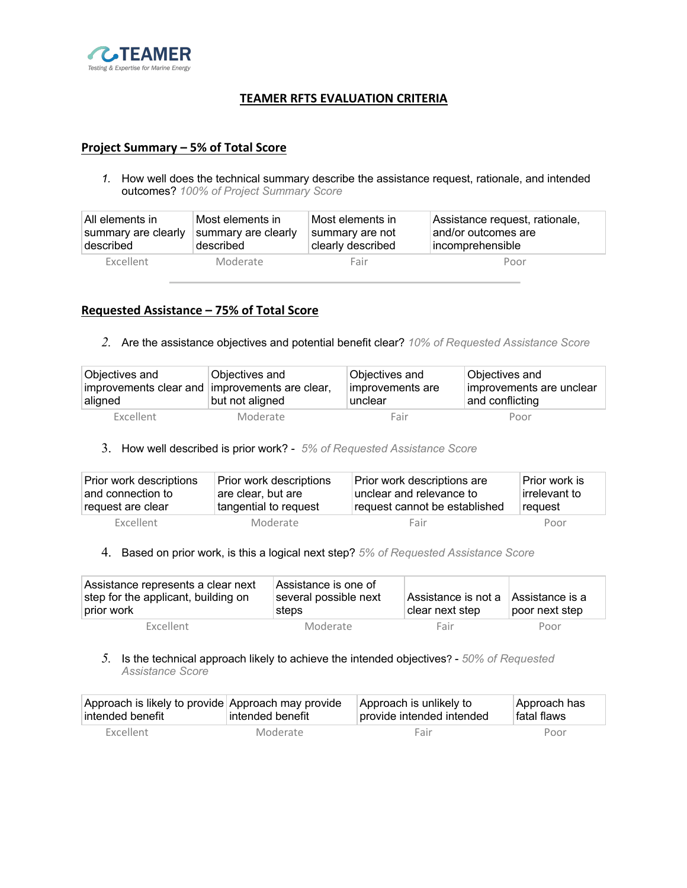**TEAMER RFTS EVALUATION CRITERIA**

## Project Summary – 5% of Total Score

1. How well does the technical summary describe the assistance request, rationale, and intended outcomes? *100% of Project Summary Score*

| All elements in summary are clearly described | Most elements in summary are clearly described | Most elements in summary are not clearly described | Assistance request, rationale, and/or outcomes are incomprehensible |
|---|---|---|---|
| Excellent | Moderate | Fair | Poor |

## Requested Assistance – 75% of Total Score

2. Are the assistance objectives and potential benefit clear? *10% of Requested Assistance Score*

| Objectives and improvements clear and aligned | Objectives and improvements are clear, but not aligned | Objectives and improvements are unclear | Objectives and improvements are unclear and conflicting |
|---|---|---|---|
| Excellent | Moderate | Fair | Poor |

3. How well described is prior work? - *5% of Requested Assistance Score*

| Prior work descriptions and connection to request are clear | Prior work descriptions are clear, but are tangential to request | Prior work descriptions are unclear and relevance to request cannot be established | Prior work is irrelevant to request |
|---|---|---|---|
| Excellent | Moderate | Fair | Poor |

4. Based on prior work, is this a logical next step? *5% of Requested Assistance Score*

| Assistance represents a clear next step for the applicant, building on prior work | Assistance is one of several possible next steps | Assistance is not a clear next step | Assistance is a poor next step |
|---|---|---|---|
| Excellent | Moderate | Fair | Poor |

5. Is the technical approach likely to achieve the intended objectives? - *50% of Requested Assistance Score*

| Approach is likely to provide intended benefit | Approach may provide intended benefit | Approach is unlikely to provide intended intended | Approach has fatal flaws |
|---|---|---|---|
| Excellent | Moderate | Fair | Poor |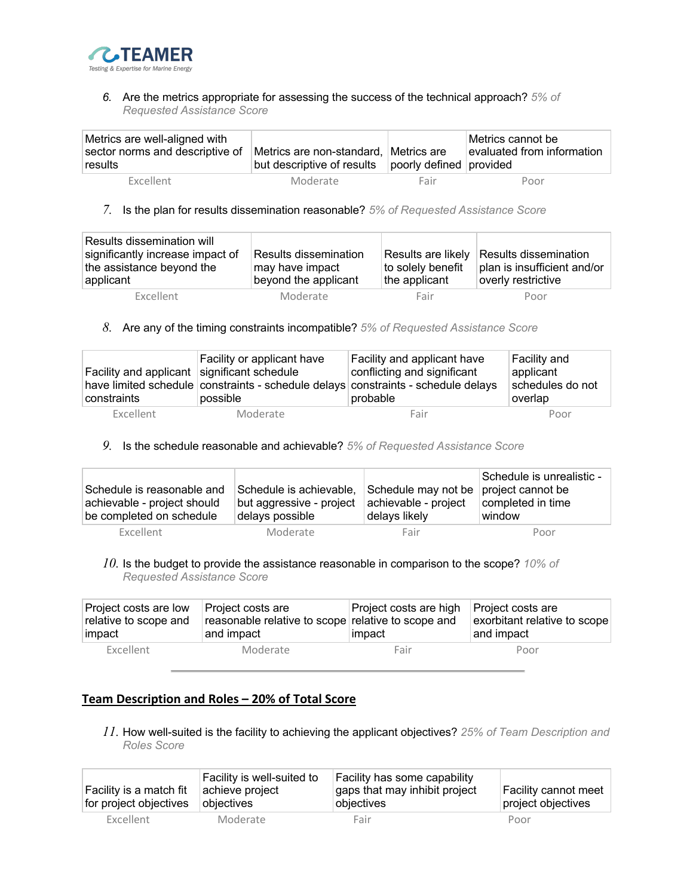6. Are the metrics appropriate for assessing the success of the technical approach? *5% of Requested Assistance Score*

| Metrics are well-aligned with sector norms and descriptive of results | Metrics are non-standard, but descriptive of results | Metrics are poorly defined | Metrics cannot be evaluated from information provided |
|---|---|---|---|
| Excellent | Moderate | Fair | Poor |

7. Is the plan for results dissemination reasonable? *5% of Requested Assistance Score*

| Results dissemination will significantly increase impact of the assistance beyond the applicant | Results dissemination may have impact beyond the applicant | Results are likely to solely benefit the applicant | Results dissemination plan is insufficient and/or overly restrictive |
|---|---|---|---|
| Excellent | Moderate | Fair | Poor |

8. Are any of the timing constraints incompatible? *5% of Requested Assistance Score*

| Facility and applicant have limited schedule constraints | Facility or applicant have significant schedule constraints - schedule delays possible | Facility and applicant have conflicting and significant constraints - schedule delays probable | Facility and applicant schedules do not overlap |
|---|---|---|---|
| Excellent | Moderate | Fair | Poor |

9. Is the schedule reasonable and achievable? *5% of Requested Assistance Score*

| Schedule is reasonable and achievable - project should be completed on schedule | Schedule is achievable, but aggressive - project delays possible | Schedule may not be achievable - project delays likely | Schedule is unrealistic - project cannot be completed in time window |
|---|---|---|---|
| Excellent | Moderate | Fair | Poor |

10. Is the budget to provide the assistance reasonable in comparison to the scope? *10% of Requested Assistance Score*

| Project costs are low relative to scope and impact | Project costs are reasonable relative to scope and impact | Project costs are high relative to scope and impact | Project costs are exorbitant relative to scope and impact |
|---|---|---|---|
| Excellent | Moderate | Fair | Poor |

---

## Team Description and Roles – 20% of Total Score

11. How well-suited is the facility to achieving the applicant objectives? *25% of Team Description and Roles Score*

| Facility is a match fit for project objectives | Facility is well-suited to achieve project objectives | Facility has some capability gaps that may inhibit project objectives | Facility cannot meet project objectives |
|---|---|---|---|
| Excellent | Moderate | Fair | Poor |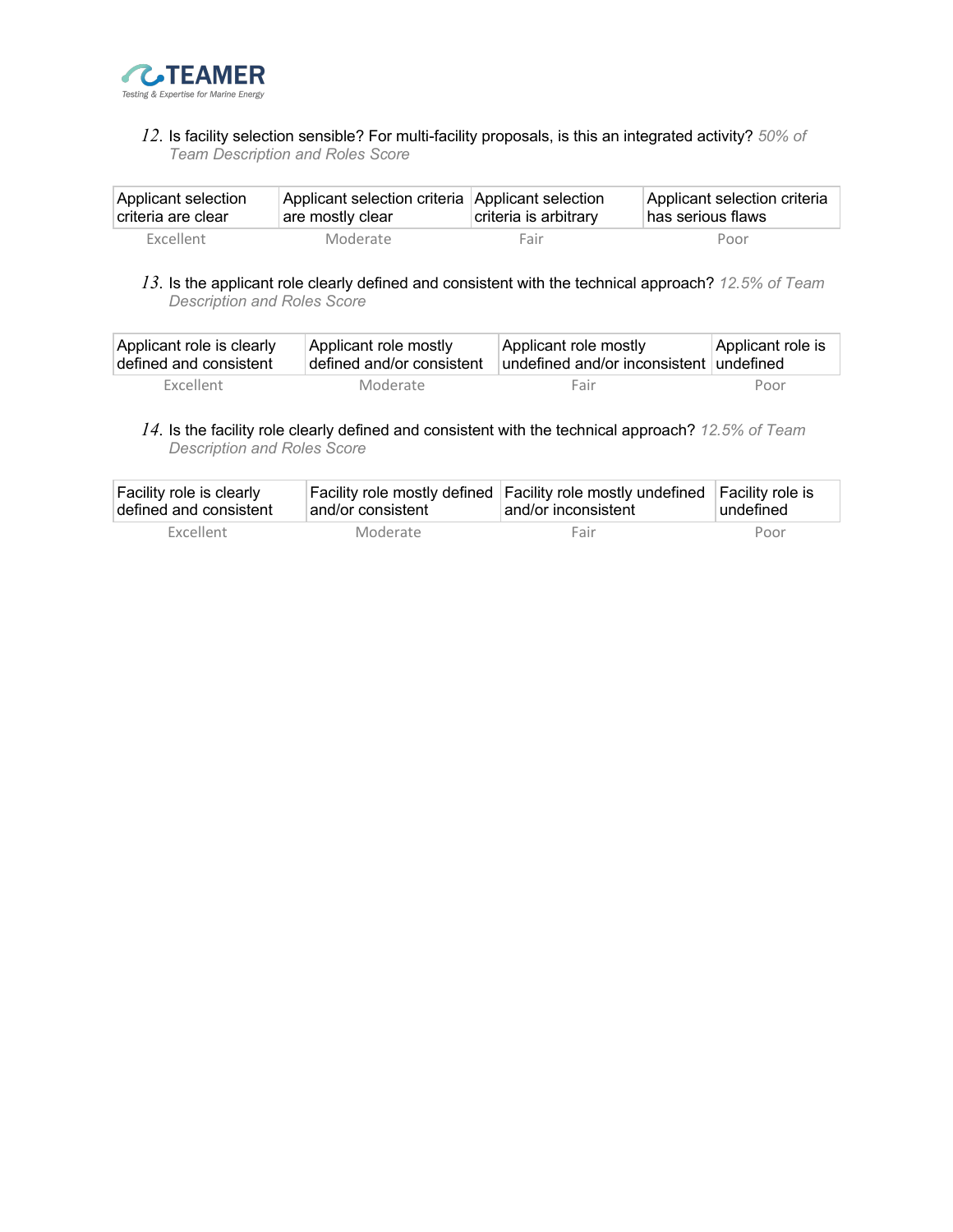12. Is facility selection sensible? For multi-facility proposals, is this an integrated activity? *50% of Team Description and Roles Score*

| | | | |
|---|---|---|---|
| Applicant selection criteria are clear | Applicant selection criteria are mostly clear | Applicant selection criteria is arbitrary | Applicant selection criteria has serious flaws |
| Excellent | Moderate | Fair | Poor |

13. Is the applicant role clearly defined and consistent with the technical approach? *12.5% of Team Description and Roles Score*

| | | | |
|---|---|---|---|
| Applicant role is clearly defined and consistent | Applicant role mostly defined and/or consistent | Applicant role mostly undefined and/or inconsistent | Applicant role is undefined |
| Excellent | Moderate | Fair | Poor |

14. Is the facility role clearly defined and consistent with the technical approach? *12.5% of Team Description and Roles Score*

| | | | |
|---|---|---|---|
| Facility role is clearly defined and consistent | Facility role mostly defined and/or consistent | Facility role mostly undefined and/or inconsistent | Facility role is undefined |
| Excellent | Moderate | Fair | Poor |